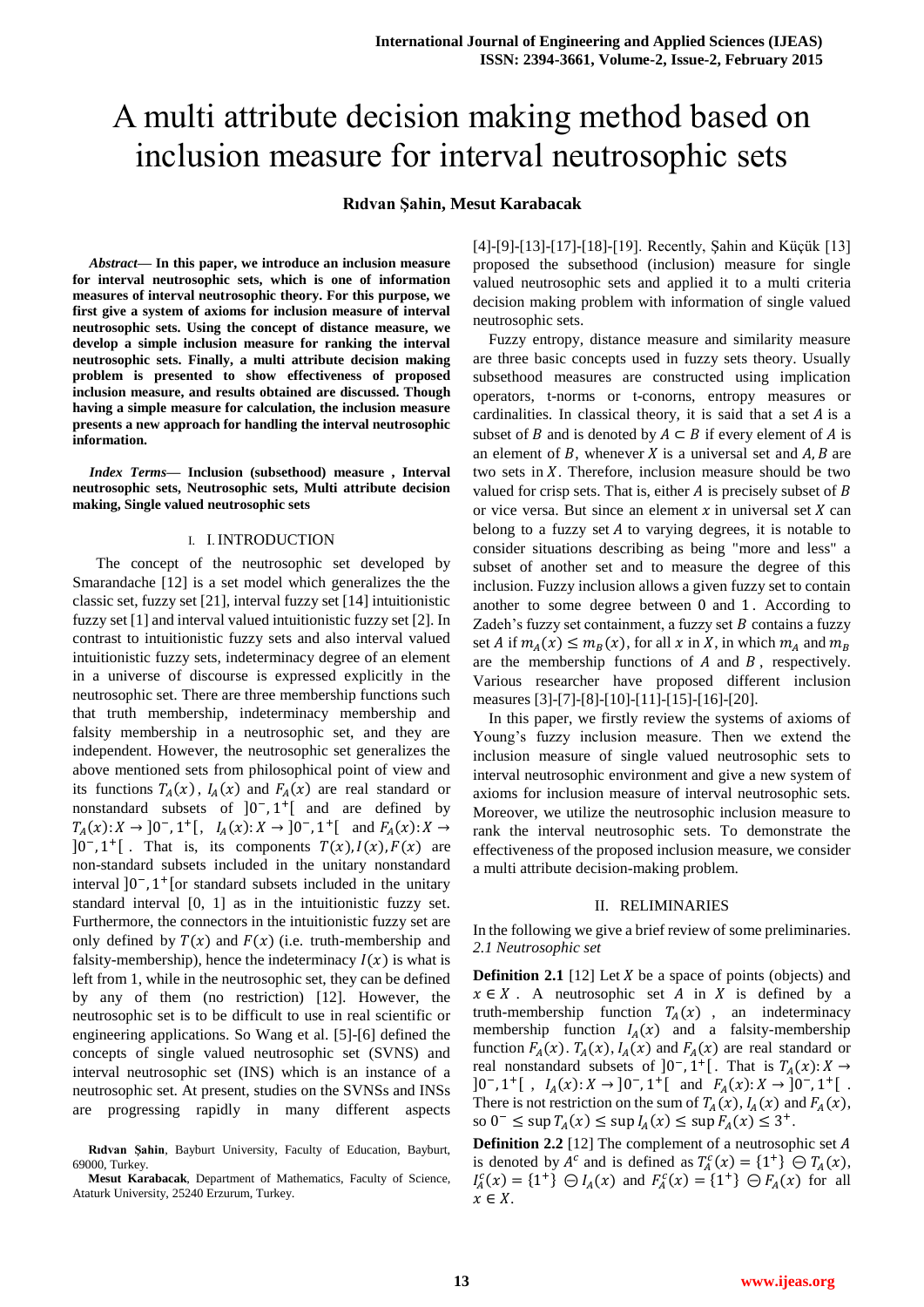# A multi attribute decision making method based on inclusion measure for interval neutrosophic sets

**Rıdvan Şahin, Mesut Karabacak**

***Abstract*— In this paper, we introduce an inclusion measure for interval neutrosophic sets, which is one of information measures of interval neutrosophic theory. For this purpose, we first give a system of axioms for inclusion measure of interval neutrosophic sets. Using the concept of distance measure, we develop a simple inclusion measure for ranking the interval neutrosophic sets. Finally, a multi attribute decision making problem is presented to show effectiveness of proposed inclusion measure, and results obtained are discussed. Though having a simple measure for calculation, the inclusion measure presents a new approach for handling the interval neutrosophic information.**

***Index Terms*— Inclusion (subsethood) measure , Interval neutrosophic sets, Neutrosophic sets, Multi attribute decision making, Single valued neutrosophic sets**

## I. INTRODUCTION

The concept of the neutrosophic set developed by Smarandache [12] is a set model which generalizes the the classic set, fuzzy set [21], interval fuzzy set [14] intuitionistic fuzzy set [1] and interval valued intuitionistic fuzzy set [2]. In contrast to intuitionistic fuzzy sets and also interval valued intuitionistic fuzzy sets, indeterminacy degree of an element in a universe of discourse is expressed explicitly in the neutrosophic set. There are three membership functions such that truth membership, indeterminacy membership and falsity membership in a neutrosophic set, and they are independent. However, the neutrosophic set generalizes the above mentioned sets from philosophical point of view and its functions $T_A(x)$, $I_A(x)$ and $F_A(x)$ are real standard or nonstandard subsets of $]0^-, 1^+[$ and are defined by $T_A(x): X \to ]0^-, 1^+[$, $I_A(x): X \to ]0^-, 1^+[$ and $F_A(x): X \to ]0^-, 1^+[$. That is, its components $T(x), I(x), F(x)$ are non-standard subsets included in the unitary nonstandard interval $]0^-, 1^+[$or standard subsets included in the unitary standard interval [0, 1] as in the intuitionistic fuzzy set. Furthermore, the connectors in the intuitionistic fuzzy set are only defined by $T(x)$ and $F(x)$ (i.e. truth-membership and falsity-membership), hence the indeterminacy $I(x)$ is what is left from 1, while in the neutrosophic set, they can be defined by any of them (no restriction) [12]. However, the neutrosophic set is to be difficult to use in real scientific or engineering applications. So Wang et al. [5]-[6] defined the concepts of single valued neutrosophic set (SVNS) and interval neutrosophic set (INS) which is an instance of a neutrosophic set. At present, studies on the SVNSs and INSs are progressing rapidly in many different aspects [4]-[9]-[13]-[17]-[18]-[19]. Recently, Şahin and Küçük [13] proposed the subsethood (inclusion) measure for single valued neutrosophic sets and applied it to a multi criteria decision making problem with information of single valued neutrosophic sets.

Fuzzy entropy, distance measure and similarity measure are three basic concepts used in fuzzy sets theory. Usually subsethood measures are constructed using implication operators, t-norms or t-conorns, entropy measures or cardinalities. In classical theory, it is said that a set $A$ is a subset of $B$ and is denoted by $A \subset B$ if every element of $A$ is an element of $B$, whenever $X$ is a universal set and $A, B$ are two sets in $X$. Therefore, inclusion measure should be two valued for crisp sets. That is, either $A$ is precisely subset of $B$ or vice versa. But since an element $x$ in universal set $X$ can belong to a fuzzy set $A$ to varying degrees, it is notable to consider situations describing as being "more and less" a subset of another set and to measure the degree of this inclusion. Fuzzy inclusion allows a given fuzzy set to contain another to some degree between 0 and 1. According to Zadeh's fuzzy set containment, a fuzzy set $B$ contains a fuzzy set $A$ if $m_A(x) \leq m_B(x)$, for all $x$ in $X$, in which $m_A$ and $m_B$ are the membership functions of $A$ and $B$, respectively. Various researcher have proposed different inclusion measures [3]-[7]-[8]-[10]-[11]-[15]-[16]-[20].

In this paper, we firstly review the systems of axioms of Young's fuzzy inclusion measure. Then we extend the inclusion measure of single valued neutrosophic sets to interval neutrosophic environment and give a new system of axioms for inclusion measure of interval neutrosophic sets. Moreover, we utilize the neutrosophic inclusion measure to rank the interval neutrosophic sets. To demonstrate the effectiveness of the proposed inclusion measure, we consider a multi attribute decision-making problem.

## II. RELIMINARIES

In the following we give a brief review of some preliminaries.

*2.1 Neutrosophic set*

**Definition 2.1** [12] Let $X$ be a space of points (objects) and $x \in X$ . A neutrosophic set $A$ in $X$ is defined by a truth-membership function $T_A(x)$ , an indeterminacy membership function $I_A(x)$ and a falsity-membership function $F_A(x)$. $T_A(x), I_A(x)$ and $F_A(x)$ are real standard or real nonstandard subsets of $]0^-, 1^+[$. That is $T_A(x): X \to ]0^-, 1^+[$ , $I_A(x): X \to ]0^-, 1^+[$ and $F_A(x): X \to ]0^-, 1^+[$ . There is not restriction on the sum of $T_A(x)$, $I_A(x)$ and $F_A(x)$, so $0^- \leq \sup T_A(x) \leq \sup I_A(x) \leq \sup F_A(x) \leq 3^+$.

**Definition 2.2** [12] The complement of a neutrosophic set $A$ is denoted by $A^c$ and is defined as $T_A^c(x) = \{1^+\} \ominus T_A(x)$, $I_A^c(x) = \{1^+\} \ominus I_A(x)$ and $F_A^c(x) = \{1^+\} \ominus F_A(x)$ for all $x \in X$.

**Rıdvan Şahin**, Bayburt University, Faculty of Education, Bayburt, 69000, Turkey.

**Mesut Karabacak**, Department of Mathematics, Faculty of Science, Ataturk University, 25240 Erzurum, Turkey.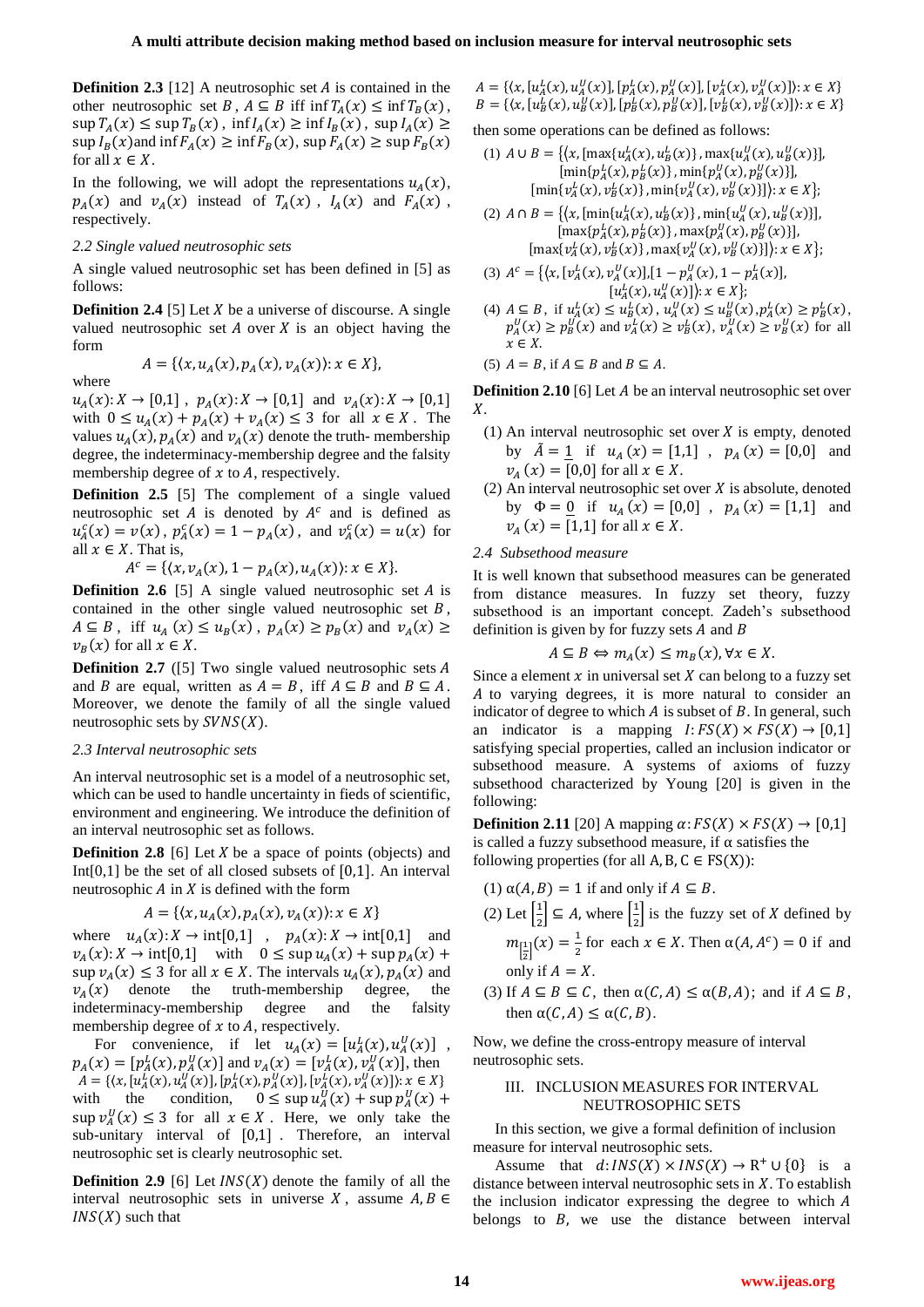**Definition 2.3** [12] A neutrosophic set $A$ is contained in the other neutrosophic set $B$, $A \subseteq B$ iff $\inf T_A(x) \le \inf T_B(x)$, $\sup T_A(x) \le \sup T_B(x)$, $\inf I_A(x) \ge \inf I_B(x)$, $\sup I_A(x) \ge \sup I_B(x)$ and $\inf F_A(x) \ge \inf F_B(x)$, $\sup F_A(x) \ge \sup F_B(x)$ for all $x \in X$.

In the following, we will adopt the representations $u_A(x)$, $p_A(x)$ and $v_A(x)$ instead of $T_A(x)$, $I_A(x)$ and $F_A(x)$, respectively.

*2.2 Single valued neutrosophic sets*

A single valued neutrosophic set has been defined in [5] as follows:

**Definition 2.4** [5] Let $X$ be a universe of discourse. A single valued neutrosophic set $A$ over $X$ is an object having the form

$$A = \{\langle x, u_A(x), p_A(x), v_A(x)\rangle : x \in X\},$$

where

$u_A(x): X \to [0,1]$, $p_A(x): X \to [0,1]$ and $v_A(x): X \to [0,1]$ with $0 \le u_A(x) + p_A(x) + v_A(x) \le 3$ for all $x \in X$. The values $u_A(x), p_A(x)$ and $v_A(x)$ denote the truth- membership degree, the indeterminacy-membership degree and the falsity membership degree of $x$ to $A$, respectively.

**Definition 2.5** [5] The complement of a single valued neutrosophic set $A$ is denoted by $A^c$ and is defined as $u_A^c(x) = v(x)$, $p_A^c(x) = 1 - p_A(x)$, and $v_A^c(x) = u(x)$ for all $x \in X$. That is,

$$A^c = \{\langle x, v_A(x), 1 - p_A(x), u_A(x)\rangle : x \in X\}.$$

**Definition 2.6** [5] A single valued neutrosophic set $A$ is contained in the other single valued neutrosophic set $B$, $A \subseteq B$, iff $u_A(x) \le u_B(x)$, $p_A(x) \ge p_B(x)$ and $v_A(x) \ge v_B(x)$ for all $x \in X$.

**Definition 2.7** ([5] Two single valued neutrosophic sets $A$ and $B$ are equal, written as $A = B$, iff $A \subseteq B$ and $B \subseteq A$. Moreover, we denote the family of all the single valued neutrosophic sets by $SVNS(X)$.

*2.3 Interval neutrosophic sets*

An interval neutrosophic set is a model of a neutrosophic set, which can be used to handle uncertainty in fieds of scientific, environment and engineering. We introduce the definition of an interval neutrosophic set as follows.

**Definition 2.8** [6] Let $X$ be a space of points (objects) and Int[0,1] be the set of all closed subsets of [0,1]. An interval neutrosophic $A$ in $X$ is defined with the form

$$A = \{\langle x, u_A(x), p_A(x), v_A(x)\rangle : x \in X\}$$

where $u_A(x): X \to \text{int}[0,1]$, $p_A(x): X \to \text{int}[0,1]$ and $v_A(x): X \to \text{int}[0,1]$ with $0 \le \sup u_A(x) + \sup p_A(x) + \sup v_A(x) \le 3$ for all $x \in X$. The intervals $u_A(x), p_A(x)$ and $v_A(x)$ denote the truth-membership degree, the indeterminacy-membership degree and the falsity membership degree of $x$ to $A$, respectively.

For convenience, if let $u_A(x) = [u_A^L(x), u_A^U(x)]$, $p_A(x) = [p_A^L(x), p_A^U(x)]$ and $v_A(x) = [v_A^L(x), v_A^U(x)]$, then $A = \{\langle x, [u_A^L(x), u_A^U(x)], [p_A^L(x), p_A^U(x)], [v_A^L(x), v_A^U(x)]\rangle : x \in X\}$ with the condition, $0 \le \sup u_A^U(x) + \sup p_A^U(x) + \sup v_A^U(x) \le 3$ for all $x \in X$. Here, we only take the sub-unitary interval of [0,1]. Therefore, an interval neutrosophic set is clearly neutrosophic set.

**Definition 2.9** [6] Let $INS(X)$ denote the family of all the interval neutrosophic sets in universe $X$, assume $A, B \in INS(X)$ such that

$A = \{\langle x, [u_A^L(x), u_A^U(x)], [p_A^L(x), p_A^U(x)], [v_A^L(x), v_A^U(x)]\rangle : x \in X\}$
$B = \{\langle x, [u_B^L(x), u_B^U(x)], [p_B^L(x), p_B^U(x)], [v_B^L(x), v_B^U(x)]\rangle : x \in X\}$

then some operations can be defined as follows:

(1) $A \cup B = \{\langle x, [\max\{u_A^L(x), u_B^L(x)\}, \max\{u_A^U(x), u_B^U(x)\}], [\min\{p_A^L(x), p_B^L(x)\}, \min\{p_A^U(x), p_B^U(x)\}], [\min\{v_A^L(x), v_B^L(x)\}, \min\{v_A^U(x), v_B^U(x)\}]\rangle : x \in X\}$;

(2) $A \cap B = \{\langle x, [\min\{u_A^L(x), u_B^L(x)\}, \min\{u_A^U(x), u_B^U(x)\}], [\max\{p_A^L(x), p_B^L(x)\}, \max\{p_A^U(x), p_B^U(x)\}], [\max\{v_A^L(x), v_B^L(x)\}, \max\{v_A^U(x), v_B^U(x)\}]\rangle : x \in X\}$;

(3) $A^c = \{\langle x, [v_A^L(x), v_A^U(x)], [1 - p_A^U(x), 1 - p_A^L(x)], [u_A^L(x), u_A^U(x)]\rangle : x \in X\}$;

(4) $A \subseteq B$, if $u_A^L(x) \le u_B^L(x)$, $u_A^U(x) \le u_B^U(x)$, $p_A^L(x) \ge p_B^L(x)$, $p_A^U(x) \ge p_B^U(x)$ and $v_A^L(x) \ge v_B^L(x)$, $v_A^U(x) \ge v_B^U(x)$ for all $x \in X$.

(5) $A = B$, if $A \subseteq B$ and $B \subseteq A$.

**Definition 2.10** [6] Let $A$ be an interval neutrosophic set over $X$.

(1) An interval neutrosophic set over $X$ is empty, denoted by $\tilde{A} = \underline{1}$ if $u_A(x) = [1,1]$, $p_A(x) = [0,0]$ and $v_A(x) = [0,0]$ for all $x \in X$.

(2) An interval neutrosophic set over $X$ is absolute, denoted by $\Phi = \underline{0}$ if $u_A(x) = [0,0]$, $p_A(x) = [1,1]$ and $v_A(x) = [1,1]$ for all $x \in X$.

*2.4 Subsethood measure*

It is well known that subsethood measures can be generated from distance measures. In fuzzy set theory, fuzzy subsethood is an important concept. Zadeh's subsethood definition is given by for fuzzy sets $A$ and $B$

$$A \subseteq B \Leftrightarrow m_A(x) \le m_B(x), \forall x \in X.$$

Since a element $x$ in universal set $X$ can belong to a fuzzy set $A$ to varying degrees, it is more natural to consider an indicator of degree to which $A$ is subset of $B$. In general, such an indicator is a mapping $I: FS(X) \times FS(X) \to [0,1]$ satisfying special properties, called an inclusion indicator or subsethood measure. A systems of axioms of fuzzy subsethood characterized by Young [20] is given in the following:

**Definition 2.11** [20] A mapping $\alpha: FS(X) \times FS(X) \to [0,1]$ is called a fuzzy subsethood measure, if α satisfies the following properties (for all $A, B, C \in FS(X)$):

(1) $\alpha(A, B) = 1$ if and only if $A \subseteq B$.

(2) Let $\left[\frac{1}{2}\right] \subseteq A$, where $\left[\frac{1}{2}\right]$ is the fuzzy set of $X$ defined by $m_{\left[\frac{1}{2}\right]}(x) = \frac{1}{2}$ for each $x \in X$. Then $\alpha(A, A^c) = 0$ if and only if $A = X$.

(3) If $A \subseteq B \subseteq C$, then $\alpha(C, A) \le \alpha(B, A)$; and if $A \subseteq B$, then $\alpha(C, A) \le \alpha(C, B)$.

Now, we define the cross-entropy measure of interval neutrosophic sets.

## III. INCLUSION MEASURES FOR INTERVAL NEUTROSOPHIC SETS

In this section, we give a formal definition of inclusion measure for interval neutrosophic sets.

Assume that $d: INS(X) \times INS(X) \to R^+ \cup \{0\}$ is a distance between interval neutrosophic sets in $X$. To establish the inclusion indicator expressing the degree to which $A$ belongs to $B$, we use the distance between interval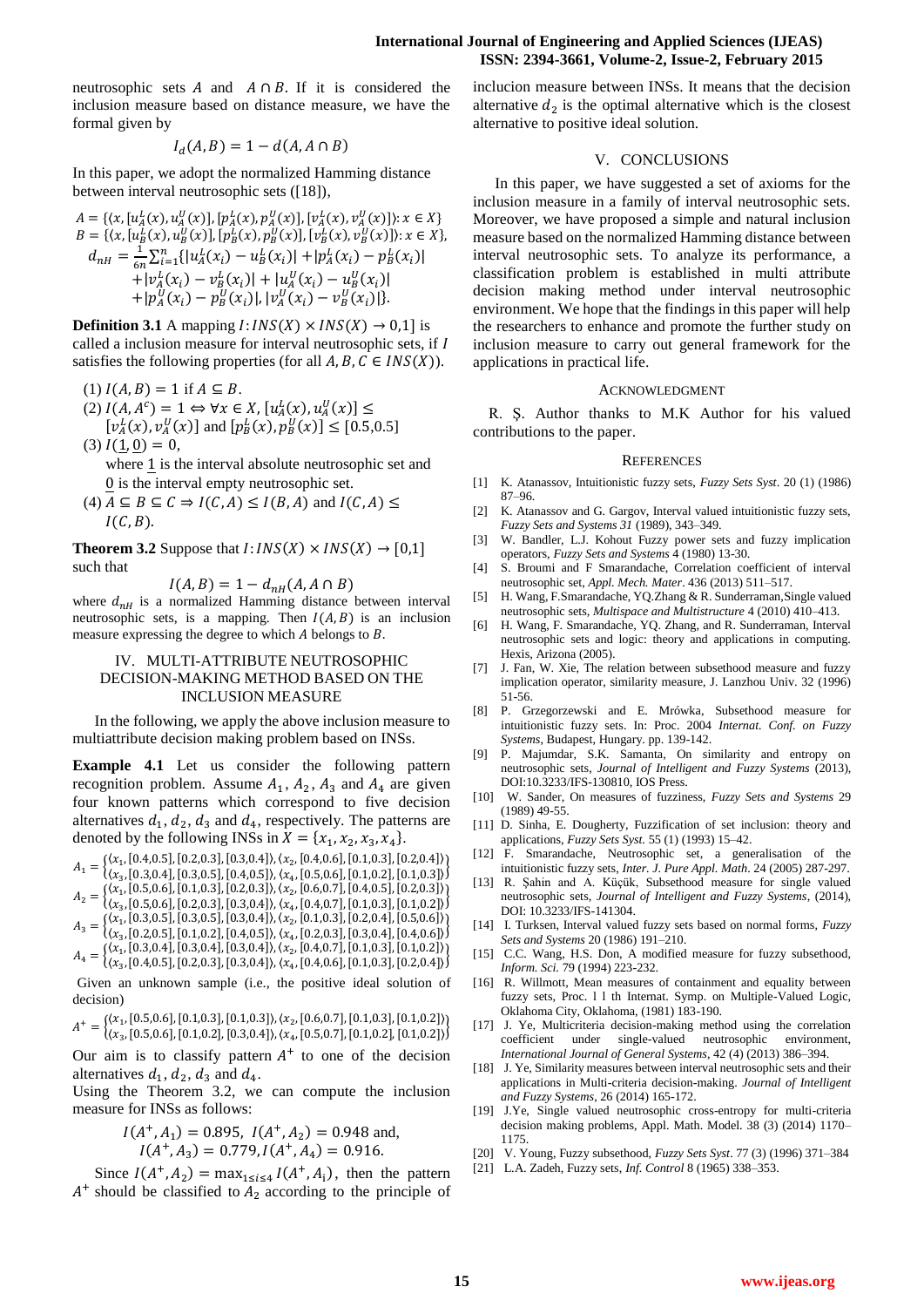neutrosophic sets $A$ and $A \cap B$. If it is considered the inclusion measure based on distance measure, we have the formal given by

$$I_d(A,B) = 1 - d(A, A \cap B)$$

In this paper, we adopt the normalized Hamming distance between interval neutrosophic sets ([18]),

$$A = \{\langle x, [u_A^L(x), u_A^U(x)], [p_A^L(x), p_A^U(x)], [v_A^L(x), v_A^U(x)]\rangle : x \in X\}$$
$$B = \{\langle x, [u_B^L(x), u_B^U(x)], [p_B^L(x), p_B^U(x)], [v_B^L(x), v_B^U(x)]\rangle : x \in X\},$$
$$d_{nH} = \frac{1}{6n}\sum_{i=1}^{n}\{|u_A^L(x_i) - u_B^L(x_i)| + |p_A^L(x_i) - p_B^L(x_i)| + |v_A^L(x_i) - v_B^L(x_i)| + |u_A^U(x_i) - u_B^U(x_i)| + |p_A^U(x_i) - p_B^U(x_i)|, |v_A^U(x_i) - v_B^U(x_i)|\}.$$

**Definition 3.1** A mapping $I: INS(X) \times INS(X) \to 0{,}1]$ is called a inclusion measure for interval neutrosophic sets, if $I$ satisfies the following properties (for all $A, B, C \in INS(X)$).

(1) $I(A,B) = 1$ if $A \subseteq B$.

(2) $I(A, A^c) = 1 \Leftrightarrow \forall x \in X, [u_A^L(x), u_A^U(x)] \le [v_A^L(x), v_A^U(x)]$ and $[p_B^L(x), p_B^U(x)] \le [0.5, 0.5]$

(3) $I(\underline{1}, \underline{0}) = 0$,
where $\underline{1}$ is the interval absolute neutrosophic set and $\underline{0}$ is the interval empty neutrosophic set.

(4) $A \subseteq B \subseteq C \Rightarrow I(C,A) \le I(B,A)$ and $I(C,A) \le I(C,B)$.

**Theorem 3.2** Suppose that $I: INS(X) \times INS(X) \to [0,1]$ such that

$$I(A,B) = 1 - d_{nH}(A, A \cap B)$$

where $d_{nH}$ is a normalized Hamming distance between interval neutrosophic sets, is a mapping. Then $I(A,B)$ is an inclusion measure expressing the degree to which $A$ belongs to $B$.

## IV. MULTI-ATTRIBUTE NEUTROSOPHIC DECISION-MAKING METHOD BASED ON THE INCLUSION MEASURE

In the following, we apply the above inclusion measure to multiattribute decision making problem based on INSs.

**Example 4.1** Let us consider the following pattern recognition problem. Assume $A_1$, $A_2$, $A_3$ and $A_4$ are given four known patterns which correspond to five decision alternatives $d_1$, $d_2$, $d_3$ and $d_4$, respectively. The patterns are denoted by the following INSs in $X = \{x_1, x_2, x_3, x_4\}$.

$$A_1 = \left\{\begin{matrix}\langle x_1, [0.4,0.5], [0.2,0.3], [0.3,0.4]\rangle, \langle x_2, [0.4,0.6], [0.1,0.3], [0.2,0.4]\rangle \\ \langle x_3, [0.3,0.4], [0.3,0.5], [0.4,0.5]\rangle, \langle x_4, [0.5,0.6], [0.1,0.2], [0.1,0.3]\rangle\end{matrix}\right\}$$
$$A_2 = \left\{\begin{matrix}\langle x_1, [0.5,0.6], [0.1,0.3], [0.2,0.3]\rangle, \langle x_2, [0.6,0.7], [0.4,0.5], [0.2,0.3]\rangle \\ \langle x_3, [0.5,0.6], [0.2,0.3], [0.3,0.4]\rangle, \langle x_4, [0.4,0.7], [0.1,0.3], [0.1,0.2]\rangle\end{matrix}\right\}$$
$$A_3 = \left\{\begin{matrix}\langle x_1, [0.3,0.5], [0.3,0.5], [0.3,0.4]\rangle, \langle x_2, [0.1,0.3], [0.2,0.4], [0.5,0.6]\rangle \\ \langle x_3, [0.2,0.5], [0.1,0.2], [0.4,0.5]\rangle, \langle x_4, [0.2,0.3], [0.3,0.4], [0.4,0.6]\rangle\end{matrix}\right\}$$
$$A_4 = \left\{\begin{matrix}\langle x_1, [0.3,0.4], [0.3,0.4], [0.3,0.4]\rangle, \langle x_2, [0.4,0.7], [0.1,0.3], [0.1,0.2]\rangle \\ \langle x_3, [0.4,0.5], [0.2,0.3], [0.3,0.4]\rangle, \langle x_4, [0.4,0.6], [0.1,0.3], [0.2,0.4]\rangle\end{matrix}\right\}$$

Given an unknown sample (i.e., the positive ideal solution of decision)

$$A^+ = \left\{\begin{matrix}\langle x_1, [0.5,0.6], [0.1,0.3], [0.1,0.3]\rangle, \langle x_2, [0.6,0.7], [0.1,0.3], [0.1,0.2]\rangle \\ \langle x_3, [0.5,0.6], [0.1,0.2], [0.3,0.4]\rangle, \langle x_4, [0.5,0.7], [0.1,0.2], [0.1,0.2]\rangle\end{matrix}\right\}$$

Our aim is to classify pattern $A^+$ to one of the decision alternatives $d_1$, $d_2$, $d_3$ and $d_4$.

Using the Theorem 3.2, we can compute the inclusion measure for INSs as follows:

$$I(A^+, A_1) = 0.895,\ I(A^+, A_2) = 0.948 \text{ and},$$
$$I(A^+, A_3) = 0.779, I(A^+, A_4) = 0.916.$$

Since $I(A^+, A_2) = \max_{1 \le i \le 4} I(A^+, A_i)$, then the pattern $A^+$ should be classified to $A_2$ according to the principle of inclucion measure between INSs. It means that the decision alternative $d_2$ is the optimal alternative which is the closest alternative to positive ideal solution.

## V. CONCLUSIONS

In this paper, we have suggested a set of axioms for the inclusion measure in a family of interval neutrosophic sets. Moreover, we have proposed a simple and natural inclusion measure based on the normalized Hamming distance between interval neutrosophic sets. To analyze its performance, a classification problem is established in multi attribute decision making method under interval neutrosophic environment. We hope that the findings in this paper will help the researchers to enhance and promote the further study on inclusion measure to carry out general framework for the applications in practical life.

## ACKNOWLEDGMENT

R. Ş. Author thanks to M.K Author for his valued contributions to the paper.

## REFERENCES

[1] K. Atanassov, Intuitionistic fuzzy sets, *Fuzzy Sets Syst*. 20 (1) (1986) 87–96.

[2] K. Atanassov and G. Gargov, Interval valued intuitionistic fuzzy sets, *Fuzzy Sets and Systems 31* (1989), 343–349.

[3] W. Bandler, L.J. Kohout Fuzzy power sets and fuzzy implication operators, *Fuzzy Sets and Systems* 4 (1980) 13-30.

[4] S. Broumi and F Smarandache, Correlation coefficient of interval neutrosophic set, *Appl. Mech. Mater*. 436 (2013) 511–517.

[5] H. Wang, F.Smarandache, YQ.Zhang & R. Sunderraman,Single valued neutrosophic sets, *Multispace and Multistructure* 4 (2010) 410–413.

[6] H. Wang, F. Smarandache, YQ. Zhang, and R. Sunderraman, Interval neutrosophic sets and logic: theory and applications in computing. Hexis, Arizona (2005).

[7] J. Fan, W. Xie, The relation between subsethood measure and fuzzy implication operator, similarity measure, J. Lanzhou Univ. 32 (1996) 51-56.

[8] P. Grzegorzewski and E. Mrówka, Subsethood measure for intuitionistic fuzzy sets. In: Proc. 2004 *Internat. Conf. on Fuzzy Systems*, Budapest, Hungary. pp. 139-142.

[9] P. Majumdar, S.K. Samanta, On similarity and entropy on neutrosophic sets, *Journal of Intelligent and Fuzzy Systems* (2013), DOI:10.3233/IFS-130810, IOS Press.

[10] W. Sander, On measures of fuzziness, *Fuzzy Sets and Systems* 29 (1989) 49-55.

[11] D. Sinha, E. Dougherty, Fuzzification of set inclusion: theory and applications, *Fuzzy Sets Syst.* 55 (1) (1993) 15–42.

[12] F. Smarandache, Neutrosophic set, a generalisation of the intuitionistic fuzzy sets, *Inter. J. Pure Appl. Math*. 24 (2005) 287-297.

[13] R. Şahin and A. Küçük, Subsethood measure for single valued neutrosophic sets, *Journal of Intelligent and Fuzzy Systems*, (2014), DOI: 10.3233/IFS-141304.

[14] I. Turksen, Interval valued fuzzy sets based on normal forms, *Fuzzy Sets and Systems* 20 (1986) 191–210.

[15] C.C. Wang, H.S. Don, A modified measure for fuzzy subsethood, *Inform. Sci.* 79 (1994) 223-232.

[16] R. Willmott, Mean measures of containment and equality between fuzzy sets, Proc. l l th Internat. Symp. on Multiple-Valued Logic, Oklahoma City, Oklahoma, (1981) 183-190.

[17] J. Ye, Multicriteria decision-making method using the correlation coefficient under single-valued neutrosophic environment, *International Journal of General Systems*, 42 (4) (2013) 386–394.

[18] J. Ye, Similarity measures between interval neutrosophic sets and their applications in Multi-criteria decision-making. *Journal of Intelligent and Fuzzy Systems*, 26 (2014) 165-172.

[19] J.Ye, Single valued neutrosophic cross-entropy for multi-criteria decision making problems, Appl. Math. Model. 38 (3) (2014) 1170–1175.

[20] V. Young, Fuzzy subsethood, *Fuzzy Sets Syst*. 77 (3) (1996) 371–384

[21] L.A. Zadeh, Fuzzy sets, *Inf. Control* 8 (1965) 338–353.